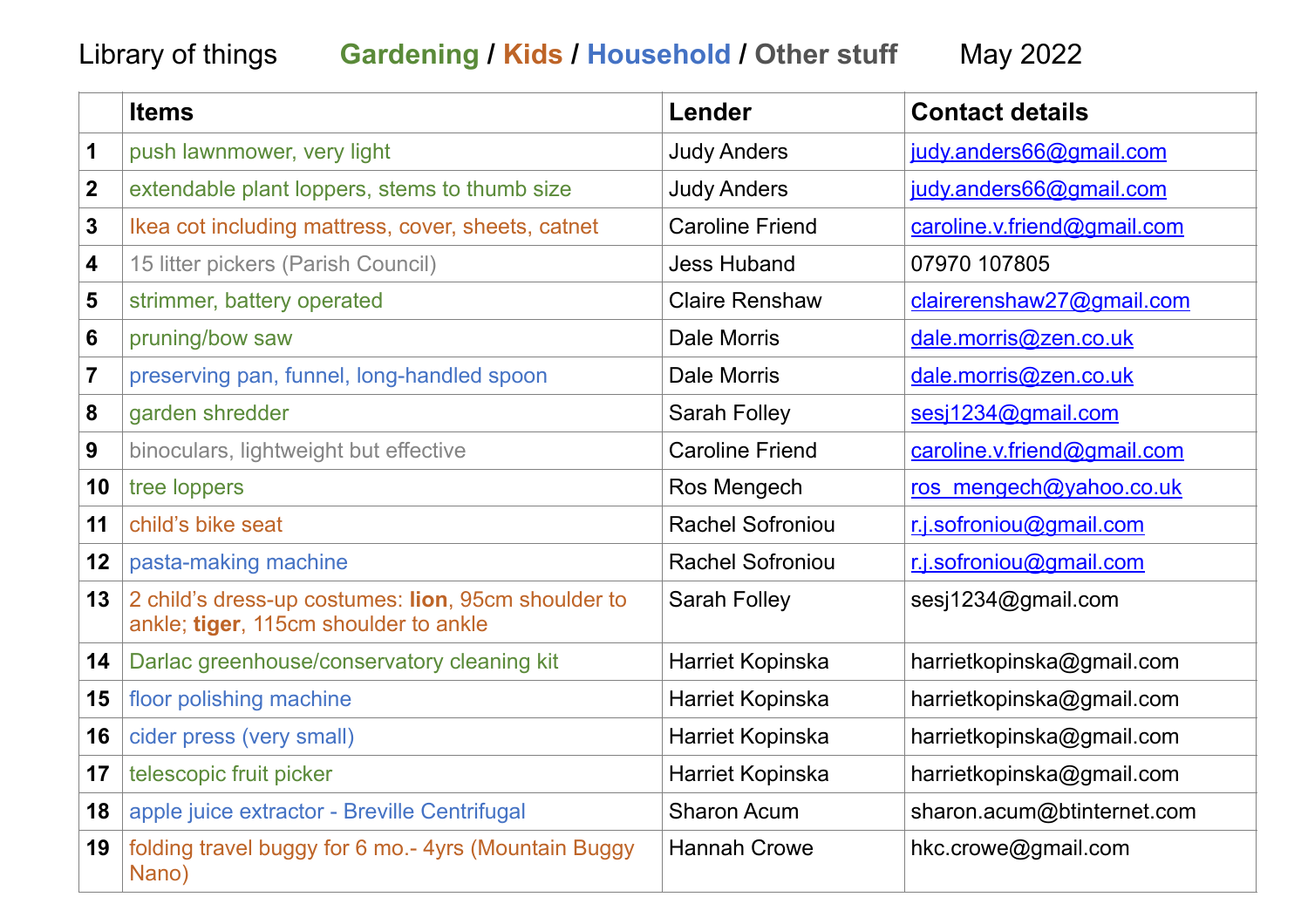Library of things **Gardening** / **Kids** / **Household** / **Other stuff** May 2022

| | **Items** | **Lender** | **Contact details** |
|---|---|---|---|
| **1** | push lawnmower, very light | Judy Anders | judy.anders66@gmail.com |
| **2** | extendable plant loppers, stems to thumb size | Judy Anders | judy.anders66@gmail.com |
| **3** | Ikea cot including mattress, cover, sheets, catnet | Caroline Friend | caroline.v.friend@gmail.com |
| **4** | 15 litter pickers (Parish Council) | Jess Huband | 07970 107805 |
| **5** | strimmer, battery operated | Claire Renshaw | clairerenshaw27@gmail.com |
| **6** | pruning/bow saw | Dale Morris | dale.morris@zen.co.uk |
| **7** | preserving pan, funnel, long-handled spoon | Dale Morris | dale.morris@zen.co.uk |
| **8** | garden shredder | Sarah Folley | sesj1234@gmail.com |
| **9** | binoculars, lightweight but effective | Caroline Friend | caroline.v.friend@gmail.com |
| **10** | tree loppers | Ros Mengech | ros_mengech@yahoo.co.uk |
| **11** | child's bike seat | Rachel Sofroniou | r.j.sofroniou@gmail.com |
| **12** | pasta-making machine | Rachel Sofroniou | r.j.sofroniou@gmail.com |
| **13** | 2 child's dress-up costumes: **lion**, 95cm shoulder to ankle; **tiger**, 115cm shoulder to ankle | Sarah Folley | sesj1234@gmail.com |
| **14** | Darlac greenhouse/conservatory cleaning kit | Harriet Kopinska | harrietkopinska@gmail.com |
| **15** | floor polishing machine | Harriet Kopinska | harrietkopinska@gmail.com |
| **16** | cider press (very small) | Harriet Kopinska | harrietkopinska@gmail.com |
| **17** | telescopic fruit picker | Harriet Kopinska | harrietkopinska@gmail.com |
| **18** | apple juice extractor - Breville Centrifugal | Sharon Acum | sharon.acum@btinternet.com |
| **19** | folding travel buggy for 6 mo.- 4yrs (Mountain Buggy Nano) | Hannah Crowe | hkc.crowe@gmail.com |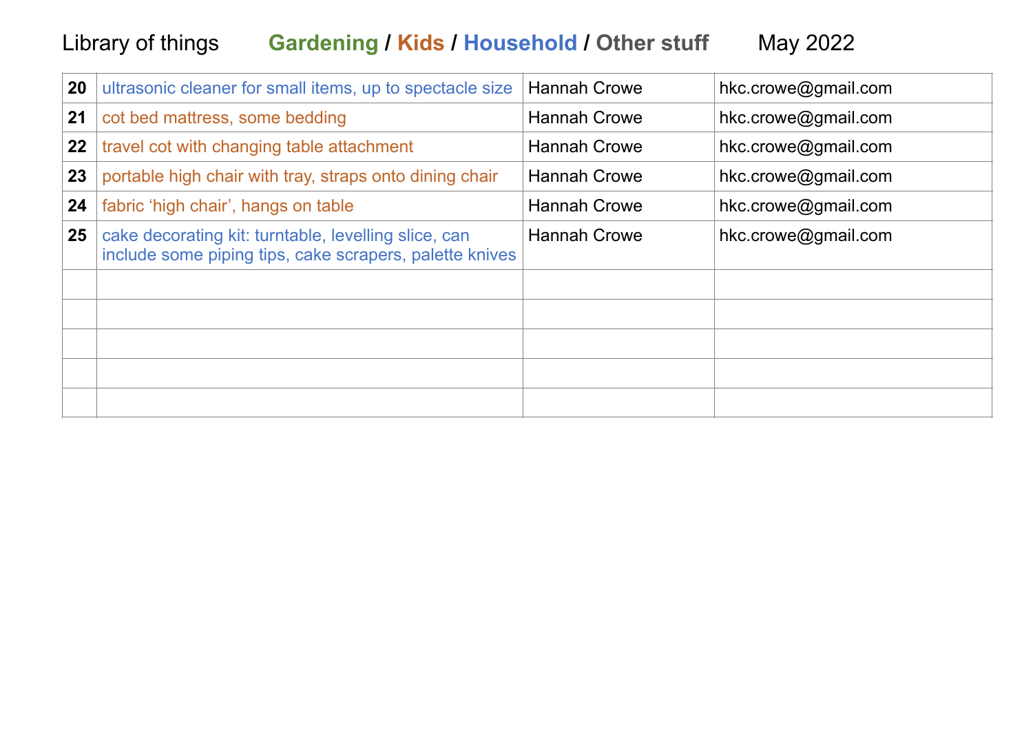Library of things **Gardening** / **Kids** / **Household** / **Other stuff** May 2022

| | | | |
|---|---|---|---|
| **20** | ultrasonic cleaner for small items, up to spectacle size | Hannah Crowe | hkc.crowe@gmail.com |
| **21** | cot bed mattress, some bedding | Hannah Crowe | hkc.crowe@gmail.com |
| **22** | travel cot with changing table attachment | Hannah Crowe | hkc.crowe@gmail.com |
| **23** | portable high chair with tray, straps onto dining chair | Hannah Crowe | hkc.crowe@gmail.com |
| **24** | fabric ‘high chair’, hangs on table | Hannah Crowe | hkc.crowe@gmail.com |
| **25** | cake decorating kit: turntable, levelling slice, can include some piping tips, cake scrapers, palette knives | Hannah Crowe | hkc.crowe@gmail.com |
| | | | |
| | | | |
| | | | |
| | | | |
| | | | |